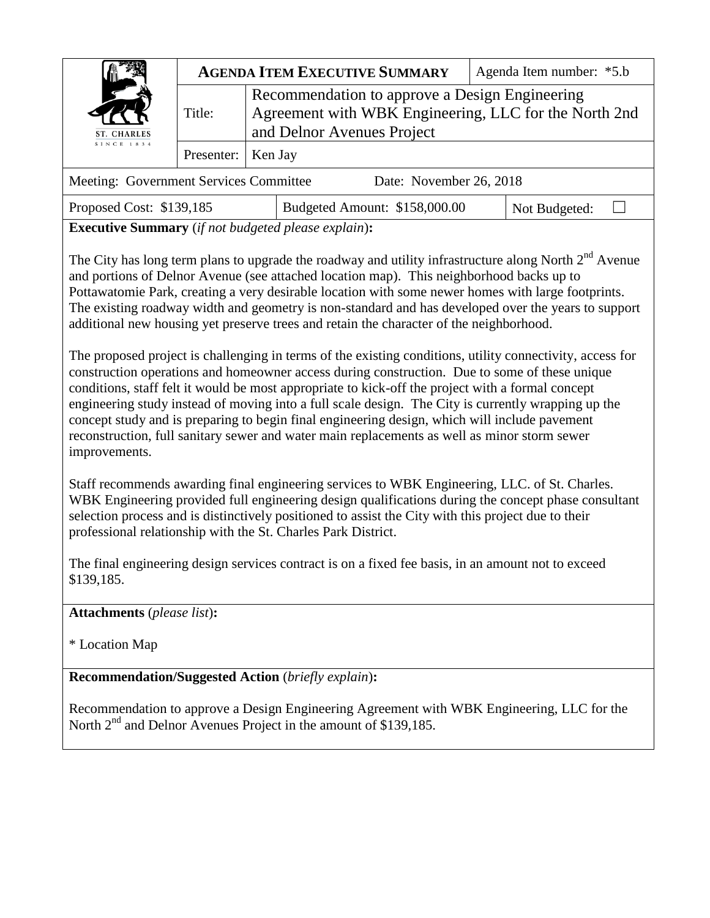| ST. CHARLES SINCE 1834 | **AGENDA ITEM EXECUTIVE SUMMARY** | | Agenda Item number: *5.b |
|---|---|---|---|
| | Title: | Recommendation to approve a Design Engineering Agreement with WBK Engineering, LLC for the North 2nd and Delnor Avenues Project | |
| | Presenter: | Ken Jay | |

| Meeting: Government Services Committee | Date: November 26, 2018 | |
|---|---|---|
| Proposed Cost: $139,185 | Budgeted Amount: $158,000.00 | Not Budgeted: ☐ |

**Executive Summary** (*if not budgeted please explain*)**:**

The City has long term plans to upgrade the roadway and utility infrastructure along North 2nd Avenue and portions of Delnor Avenue (see attached location map). This neighborhood backs up to Pottawatomie Park, creating a very desirable location with some newer homes with large footprints. The existing roadway width and geometry is non-standard and has developed over the years to support additional new housing yet preserve trees and retain the character of the neighborhood.

The proposed project is challenging in terms of the existing conditions, utility connectivity, access for construction operations and homeowner access during construction. Due to some of these unique conditions, staff felt it would be most appropriate to kick-off the project with a formal concept engineering study instead of moving into a full scale design. The City is currently wrapping up the concept study and is preparing to begin final engineering design, which will include pavement reconstruction, full sanitary sewer and water main replacements as well as minor storm sewer improvements.

Staff recommends awarding final engineering services to WBK Engineering, LLC. of St. Charles. WBK Engineering provided full engineering design qualifications during the concept phase consultant selection process and is distinctively positioned to assist the City with this project due to their professional relationship with the St. Charles Park District.

The final engineering design services contract is on a fixed fee basis, in an amount not to exceed $139,185.

**Attachments** (*please list*)**:**

* Location Map

**Recommendation/Suggested Action** (*briefly explain*)**:**

Recommendation to approve a Design Engineering Agreement with WBK Engineering, LLC for the North 2nd and Delnor Avenues Project in the amount of $139,185.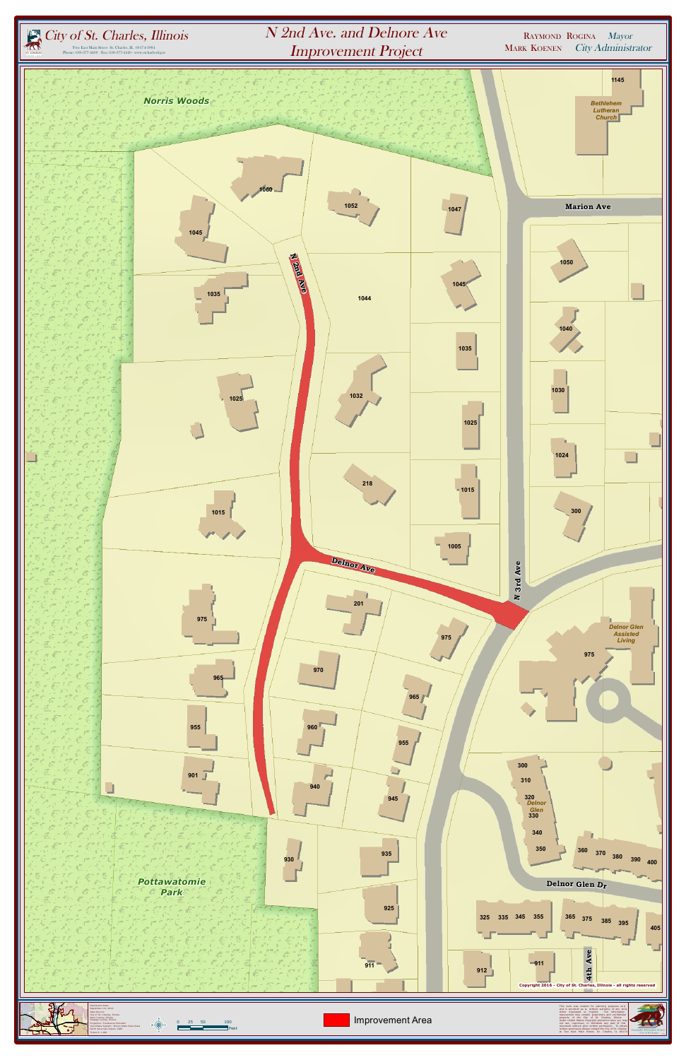# City of St. Charles, Illinois

Two East Main Street St. Charles, IL 60174-1984
Phone: 630-377-4400 Fax: 630-377-4440 - www.stcharlesil.gov

# N 2nd Ave. and Delnore Ave Improvement Project

Raymond Rogina *Mayor*
Mark Koenen *City Administrator*

Norris Woods

Bethlehem Lutheran Church

Marion Ave

N 2nd Ave

Delnor Ave

N 3rd Ave

Delnor Glen Assisted Living

Delnor Glen

Delnor Glen Dr

4th Ave

Pottawatomie Park

1145
1060
1052
1047
1045
1050
1035
1045
1044
1040
1035
1032
1030
1025
1025
1024
218
1015
1015
300
1005
975
201
975
975
970
965
965
955
960
955
901
940
945
930
935
925
911
300
310
320
330
340
350
360
370
380
390
400
325
335
345
355
365
375
385
395
405
912
911

Copyright 2016 - City of St. Charles, Illinois - all rights reserved

0 25 50 100 Feet

Improvement Area